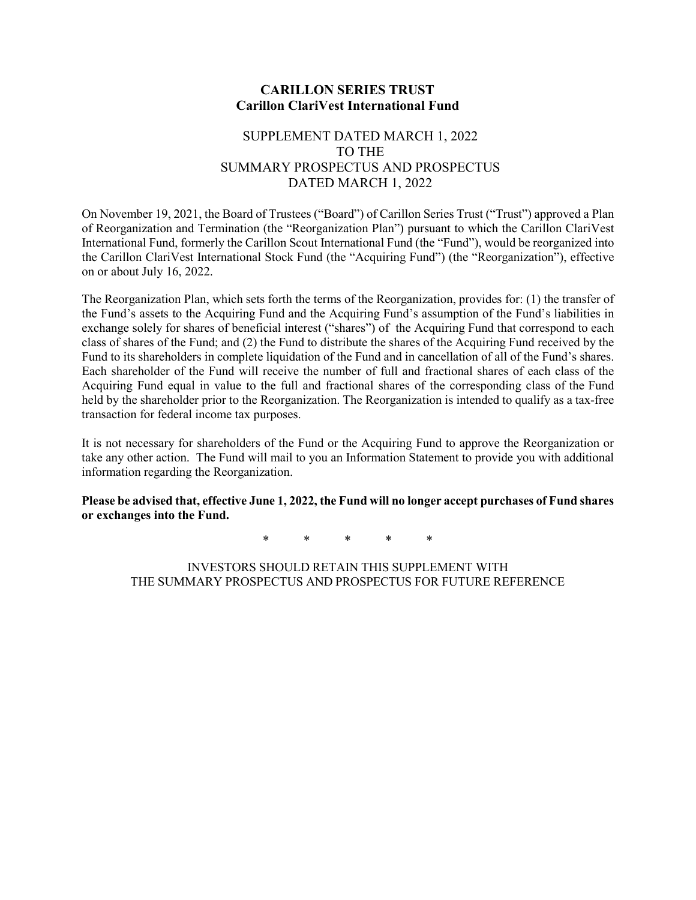**CARILLON SERIES TRUST**
**Carillon ClariVest International Fund**

SUPPLEMENT DATED MARCH 1, 2022
TO THE
SUMMARY PROSPECTUS AND PROSPECTUS
DATED MARCH 1, 2022

On November 19, 2021, the Board of Trustees ("Board") of Carillon Series Trust ("Trust") approved a Plan of Reorganization and Termination (the "Reorganization Plan") pursuant to which the Carillon ClariVest International Fund, formerly the Carillon Scout International Fund (the "Fund"), would be reorganized into the Carillon ClariVest International Stock Fund (the "Acquiring Fund") (the "Reorganization"), effective on or about July 16, 2022.

The Reorganization Plan, which sets forth the terms of the Reorganization, provides for: (1) the transfer of the Fund's assets to the Acquiring Fund and the Acquiring Fund's assumption of the Fund's liabilities in exchange solely for shares of beneficial interest ("shares") of the Acquiring Fund that correspond to each class of shares of the Fund; and (2) the Fund to distribute the shares of the Acquiring Fund received by the Fund to its shareholders in complete liquidation of the Fund and in cancellation of all of the Fund's shares. Each shareholder of the Fund will receive the number of full and fractional shares of each class of the Acquiring Fund equal in value to the full and fractional shares of the corresponding class of the Fund held by the shareholder prior to the Reorganization. The Reorganization is intended to qualify as a tax-free transaction for federal income tax purposes.

It is not necessary for shareholders of the Fund or the Acquiring Fund to approve the Reorganization or take any other action. The Fund will mail to you an Information Statement to provide you with additional information regarding the Reorganization.

**Please be advised that, effective June 1, 2022, the Fund will no longer accept purchases of Fund shares or exchanges into the Fund.**

\* \* \* \* \*

INVESTORS SHOULD RETAIN THIS SUPPLEMENT WITH
THE SUMMARY PROSPECTUS AND PROSPECTUS FOR FUTURE REFERENCE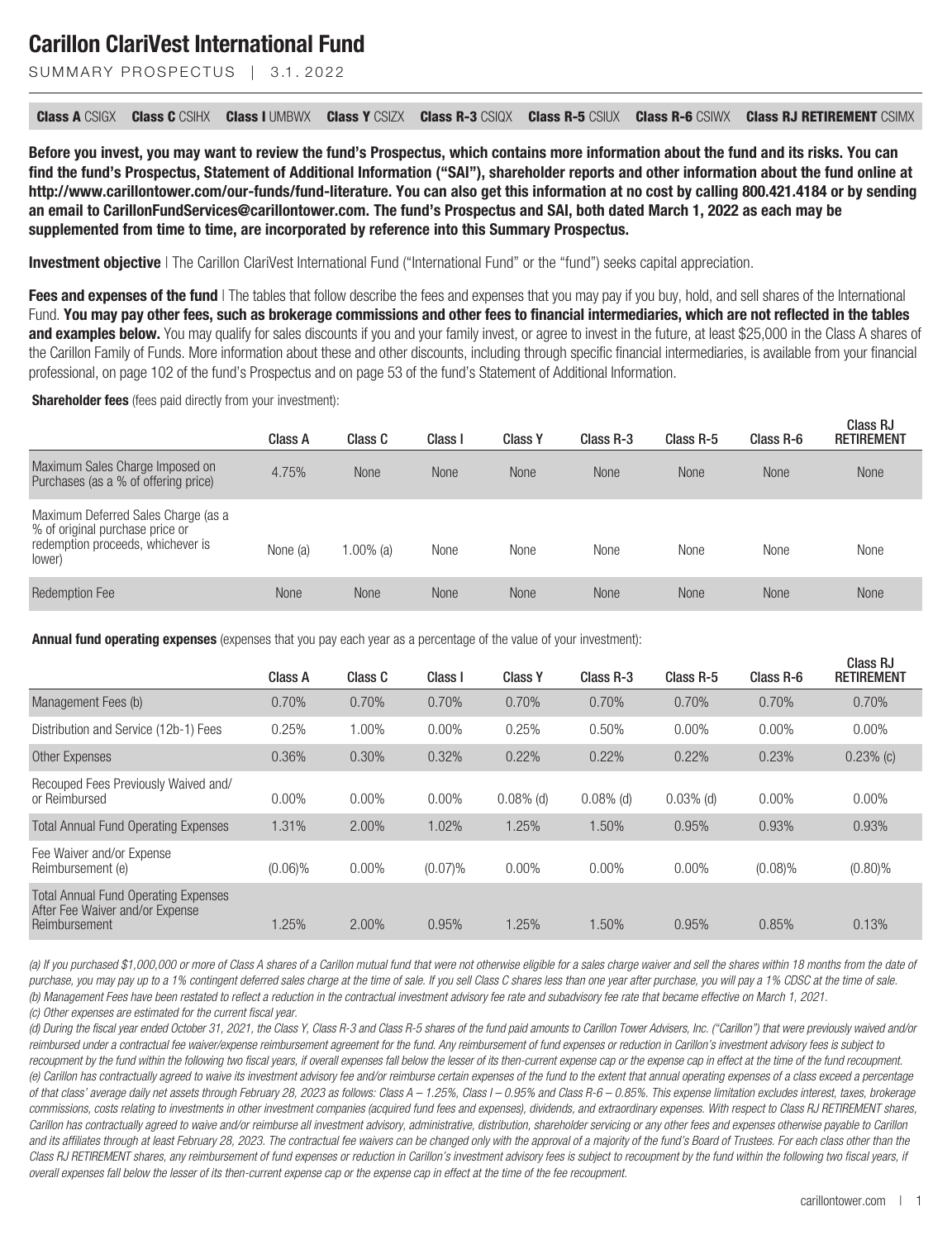# Carillon ClariVest International Fund

SUMMARY PROSPECTUS | 3.1.2022

**Class A** CSIGX **Class C** CSIHX **Class I** UMBWX **Class Y** CSIZX **Class R-3** CSIQX **Class R-5** CSIUX **Class R-6** CSIWX **Class RJ RETIREMENT** CSIMX

**Before you invest, you may want to review the fund's Prospectus, which contains more information about the fund and its risks. You can find the fund's Prospectus, Statement of Additional Information ("SAI"), shareholder reports and other information about the fund online at http://www.carillontower.com/our-funds/fund-literature. You can also get this information at no cost by calling 800.421.4184 or by sending an email to CarillonFundServices@carillontower.com. The fund's Prospectus and SAI, both dated March 1, 2022 as each may be supplemented from time to time, are incorporated by reference into this Summary Prospectus.**

**Investment objective** | The Carillon ClariVest International Fund ("International Fund" or the "fund") seeks capital appreciation.

**Fees and expenses of the fund** | The tables that follow describe the fees and expenses that you may pay if you buy, hold, and sell shares of the International Fund. **You may pay other fees, such as brokerage commissions and other fees to financial intermediaries, which are not reflected in the tables and examples below.** You may qualify for sales discounts if you and your family invest, or agree to invest in the future, at least $25,000 in the Class A shares of the Carillon Family of Funds. More information about these and other discounts, including through specific financial intermediaries, is available from your financial professional, on page 102 of the fund's Prospectus and on page 53 of the fund's Statement of Additional Information.

**Shareholder fees** (fees paid directly from your investment):

| | Class A | Class C | Class I | Class Y | Class R-3 | Class R-5 | Class R-6 | Class RJ RETIREMENT |
|---|---|---|---|---|---|---|---|---|
| Maximum Sales Charge Imposed on Purchases (as a % of offering price) | 4.75% | None | None | None | None | None | None | None |
| Maximum Deferred Sales Charge (as a % of original purchase price or redemption proceeds, whichever is lower) | None (a) | 1.00% (a) | None | None | None | None | None | None |
| Redemption Fee | None | None | None | None | None | None | None | None |

**Annual fund operating expenses** (expenses that you pay each year as a percentage of the value of your investment):

| | Class A | Class C | Class I | Class Y | Class R-3 | Class R-5 | Class R-6 | Class RJ RETIREMENT |
|---|---|---|---|---|---|---|---|---|
| Management Fees (b) | 0.70% | 0.70% | 0.70% | 0.70% | 0.70% | 0.70% | 0.70% | 0.70% |
| Distribution and Service (12b-1) Fees | 0.25% | 1.00% | 0.00% | 0.25% | 0.50% | 0.00% | 0.00% | 0.00% |
| Other Expenses | 0.36% | 0.30% | 0.32% | 0.22% | 0.22% | 0.22% | 0.23% | 0.23% (c) |
| Recouped Fees Previously Waived and/or Reimbursed | 0.00% | 0.00% | 0.00% | 0.08% (d) | 0.08% (d) | 0.03% (d) | 0.00% | 0.00% |
| Total Annual Fund Operating Expenses | 1.31% | 2.00% | 1.02% | 1.25% | 1.50% | 0.95% | 0.93% | 0.93% |
| Fee Waiver and/or Expense Reimbursement (e) | (0.06)% | 0.00% | (0.07)% | 0.00% | 0.00% | 0.00% | (0.08)% | (0.80)% |
| Total Annual Fund Operating Expenses After Fee Waiver and/or Expense Reimbursement | 1.25% | 2.00% | 0.95% | 1.25% | 1.50% | 0.95% | 0.85% | 0.13% |

*(a) If you purchased $1,000,000 or more of Class A shares of a Carillon mutual fund that were not otherwise eligible for a sales charge waiver and sell the shares within 18 months from the date of purchase, you may pay up to a 1% contingent deferred sales charge at the time of sale. If you sell Class C shares less than one year after purchase, you will pay a 1% CDSC at the time of sale.*
*(b) Management Fees have been restated to reflect a reduction in the contractual investment advisory fee rate and subadvisory fee rate that became effective on March 1, 2021.*
*(c) Other expenses are estimated for the current fiscal year.*
*(d) During the fiscal year ended October 31, 2021, the Class Y, Class R-3 and Class R-5 shares of the fund paid amounts to Carillon Tower Advisers, Inc. ("Carillon") that were previously waived and/or reimbursed under a contractual fee waiver/expense reimbursement agreement for the fund. Any reimbursement of fund expenses or reduction in Carillon's investment advisory fees is subject to recoupment by the fund within the following two fiscal years, if overall expenses fall below the lesser of its then-current expense cap or the expense cap in effect at the time of the fund recoupment.*
*(e) Carillon has contractually agreed to waive its investment advisory fee and/or reimburse certain expenses of the fund to the extent that annual operating expenses of a class exceed a percentage of that class' average daily net assets through February 28, 2023 as follows: Class A – 1.25%, Class I – 0.95% and Class R-6 – 0.85%. This expense limitation excludes interest, taxes, brokerage commissions, costs relating to investments in other investment companies (acquired fund fees and expenses), dividends, and extraordinary expenses. With respect to Class RJ RETIREMENT shares, Carillon has contractually agreed to waive and/or reimburse all investment advisory, administrative, distribution, shareholder servicing or any other fees and expenses otherwise payable to Carillon and its affiliates through at least February 28, 2023. The contractual fee waivers can be changed only with the approval of a majority of the fund's Board of Trustees. For each class other than the Class RJ RETIREMENT shares, any reimbursement of fund expenses or reduction in Carillon's investment advisory fees is subject to recoupment by the fund within the following two fiscal years, if overall expenses fall below the lesser of its then-current expense cap or the expense cap in effect at the time of the fee recoupment.*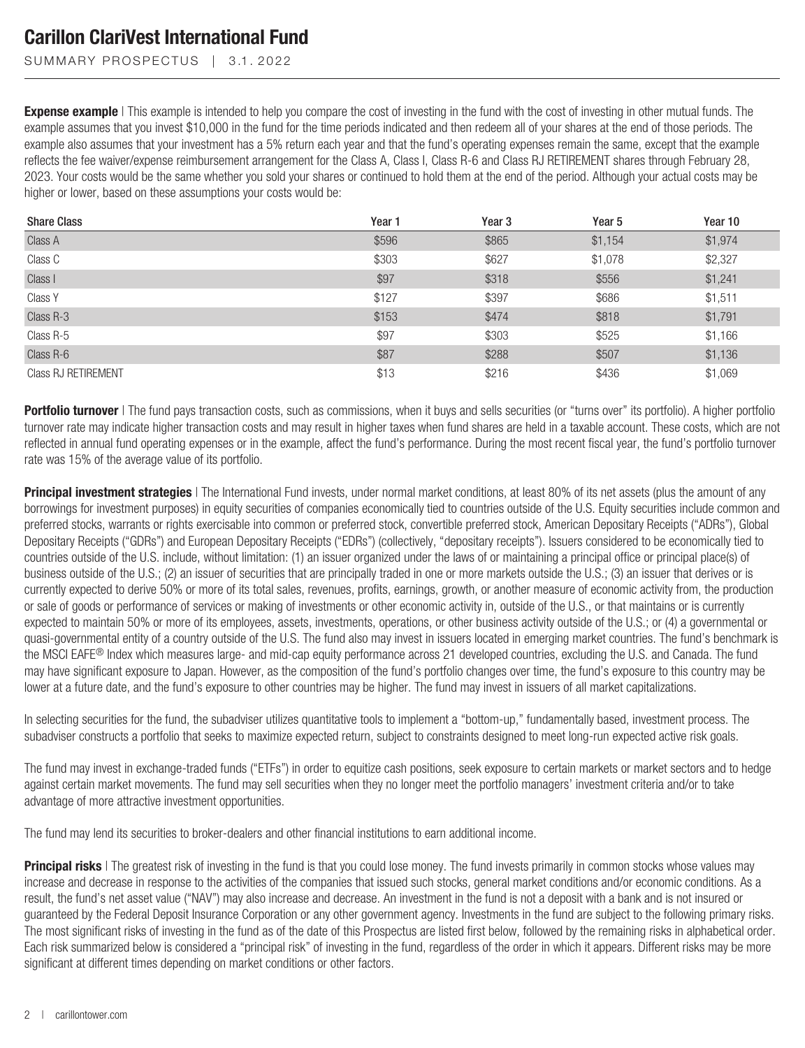**Expense example** | This example is intended to help you compare the cost of investing in the fund with the cost of investing in other mutual funds. The example assumes that you invest $10,000 in the fund for the time periods indicated and then redeem all of your shares at the end of those periods. The example also assumes that your investment has a 5% return each year and that the fund's operating expenses remain the same, except that the example reflects the fee waiver/expense reimbursement arrangement for the Class A, Class I, Class R-6 and Class RJ RETIREMENT shares through February 28, 2023. Your costs would be the same whether you sold your shares or continued to hold them at the end of the period. Although your actual costs may be higher or lower, based on these assumptions your costs would be:

| Share Class | Year 1 | Year 3 | Year 5 | Year 10 |
|---|---|---|---|---|
| Class A | $596 | $865 | $1,154 | $1,974 |
| Class C | $303 | $627 | $1,078 | $2,327 |
| Class I | $97 | $318 | $556 | $1,241 |
| Class Y | $127 | $397 | $686 | $1,511 |
| Class R-3 | $153 | $474 | $818 | $1,791 |
| Class R-5 | $97 | $303 | $525 | $1,166 |
| Class R-6 | $87 | $288 | $507 | $1,136 |
| Class RJ RETIREMENT | $13 | $216 | $436 | $1,069 |

**Portfolio turnover** | The fund pays transaction costs, such as commissions, when it buys and sells securities (or "turns over" its portfolio). A higher portfolio turnover rate may indicate higher transaction costs and may result in higher taxes when fund shares are held in a taxable account. These costs, which are not reflected in annual fund operating expenses or in the example, affect the fund's performance. During the most recent fiscal year, the fund's portfolio turnover rate was 15% of the average value of its portfolio.

**Principal investment strategies** | The International Fund invests, under normal market conditions, at least 80% of its net assets (plus the amount of any borrowings for investment purposes) in equity securities of companies economically tied to countries outside of the U.S. Equity securities include common and preferred stocks, warrants or rights exercisable into common or preferred stock, convertible preferred stock, American Depositary Receipts ("ADRs"), Global Depositary Receipts ("GDRs") and European Depositary Receipts ("EDRs") (collectively, "depositary receipts"). Issuers considered to be economically tied to countries outside of the U.S. include, without limitation: (1) an issuer organized under the laws of or maintaining a principal office or principal place(s) of business outside of the U.S.; (2) an issuer of securities that are principally traded in one or more markets outside the U.S.; (3) an issuer that derives or is currently expected to derive 50% or more of its total sales, revenues, profits, earnings, growth, or another measure of economic activity from, the production or sale of goods or performance of services or making of investments or other economic activity in, outside of the U.S., or that maintains or is currently expected to maintain 50% or more of its employees, assets, investments, operations, or other business activity outside of the U.S.; or (4) a governmental or quasi-governmental entity of a country outside of the U.S. The fund also may invest in issuers located in emerging market countries. The fund's benchmark is the MSCI EAFE® Index which measures large- and mid-cap equity performance across 21 developed countries, excluding the U.S. and Canada. The fund may have significant exposure to Japan. However, as the composition of the fund's portfolio changes over time, the fund's exposure to this country may be lower at a future date, and the fund's exposure to other countries may be higher. The fund may invest in issuers of all market capitalizations.

In selecting securities for the fund, the subadviser utilizes quantitative tools to implement a "bottom-up," fundamentally based, investment process. The subadviser constructs a portfolio that seeks to maximize expected return, subject to constraints designed to meet long-run expected active risk goals.

The fund may invest in exchange-traded funds ("ETFs") in order to equitize cash positions, seek exposure to certain markets or market sectors and to hedge against certain market movements. The fund may sell securities when they no longer meet the portfolio managers' investment criteria and/or to take advantage of more attractive investment opportunities.

The fund may lend its securities to broker-dealers and other financial institutions to earn additional income.

**Principal risks** | The greatest risk of investing in the fund is that you could lose money. The fund invests primarily in common stocks whose values may increase and decrease in response to the activities of the companies that issued such stocks, general market conditions and/or economic conditions. As a result, the fund's net asset value ("NAV") may also increase and decrease. An investment in the fund is not a deposit with a bank and is not insured or guaranteed by the Federal Deposit Insurance Corporation or any other government agency. Investments in the fund are subject to the following primary risks. The most significant risks of investing in the fund as of the date of this Prospectus are listed first below, followed by the remaining risks in alphabetical order. Each risk summarized below is considered a "principal risk" of investing in the fund, regardless of the order in which it appears. Different risks may be more significant at different times depending on market conditions or other factors.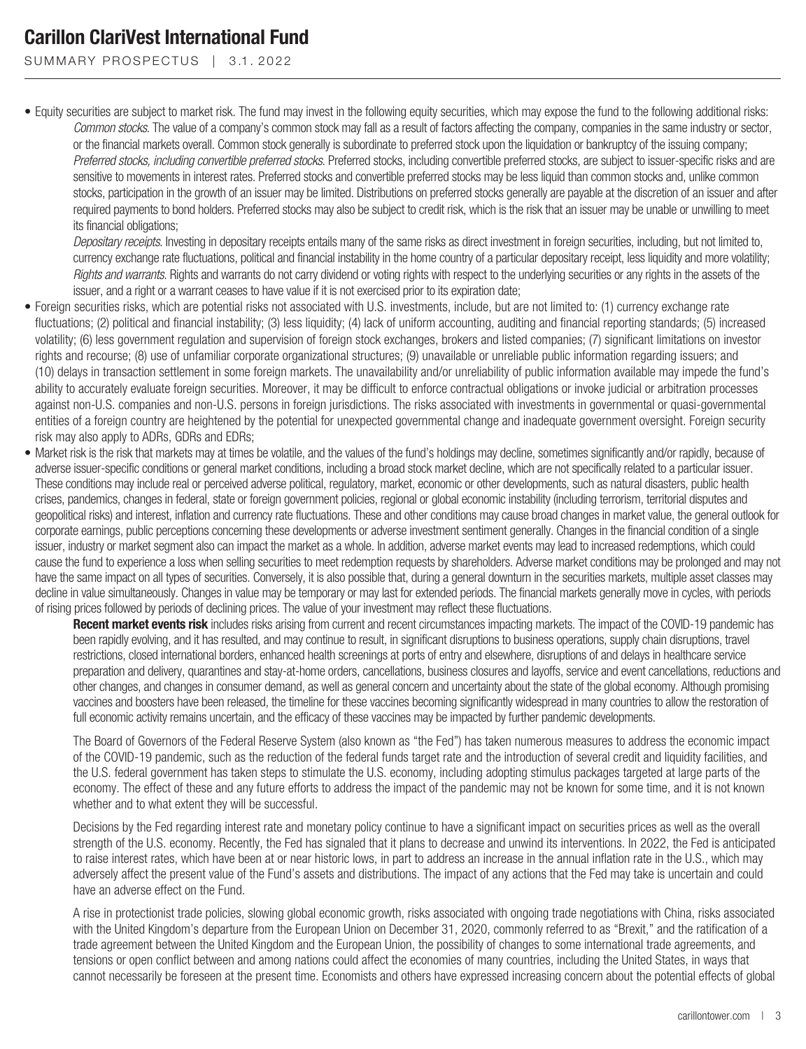- Equity securities are subject to market risk. The fund may invest in the following equity securities, which may expose the fund to the following additional risks:
  *Common stocks*. The value of a company's common stock may fall as a result of factors affecting the company, companies in the same industry or sector, or the financial markets overall. Common stock generally is subordinate to preferred stock upon the liquidation or bankruptcy of the issuing company;
  *Preferred stocks, including convertible preferred stocks*. Preferred stocks, including convertible preferred stocks, are subject to issuer-specific risks and are sensitive to movements in interest rates. Preferred stocks and convertible preferred stocks may be less liquid than common stocks and, unlike common stocks, participation in the growth of an issuer may be limited. Distributions on preferred stocks generally are payable at the discretion of an issuer and after required payments to bond holders. Preferred stocks may also be subject to credit risk, which is the risk that an issuer may be unable or unwilling to meet its financial obligations;
  *Depositary receipts*. Investing in depositary receipts entails many of the same risks as direct investment in foreign securities, including, but not limited to, currency exchange rate fluctuations, political and financial instability in the home country of a particular depositary receipt, less liquidity and more volatility;
  *Rights and warrants*. Rights and warrants do not carry dividend or voting rights with respect to the underlying securities or any rights in the assets of the issuer, and a right or a warrant ceases to have value if it is not exercised prior to its expiration date;
- Foreign securities risks, which are potential risks not associated with U.S. investments, include, but are not limited to: (1) currency exchange rate fluctuations; (2) political and financial instability; (3) less liquidity; (4) lack of uniform accounting, auditing and financial reporting standards; (5) increased volatility; (6) less government regulation and supervision of foreign stock exchanges, brokers and listed companies; (7) significant limitations on investor rights and recourse; (8) use of unfamiliar corporate organizational structures; (9) unavailable or unreliable public information regarding issuers; and (10) delays in transaction settlement in some foreign markets. The unavailability and/or unreliability of public information available may impede the fund's ability to accurately evaluate foreign securities. Moreover, it may be difficult to enforce contractual obligations or invoke judicial or arbitration processes against non-U.S. companies and non-U.S. persons in foreign jurisdictions. The risks associated with investments in governmental or quasi-governmental entities of a foreign country are heightened by the potential for unexpected governmental change and inadequate government oversight. Foreign security risk may also apply to ADRs, GDRs and EDRs;
- Market risk is the risk that markets may at times be volatile, and the values of the fund's holdings may decline, sometimes significantly and/or rapidly, because of adverse issuer-specific conditions or general market conditions, including a broad stock market decline, which are not specifically related to a particular issuer. These conditions may include real or perceived adverse political, regulatory, market, economic or other developments, such as natural disasters, public health crises, pandemics, changes in federal, state or foreign government policies, regional or global economic instability (including terrorism, territorial disputes and geopolitical risks) and interest, inflation and currency rate fluctuations. These and other conditions may cause broad changes in market value, the general outlook for corporate earnings, public perceptions concerning these developments or adverse investment sentiment generally. Changes in the financial condition of a single issuer, industry or market segment also can impact the market as a whole. In addition, adverse market events may lead to increased redemptions, which could cause the fund to experience a loss when selling securities to meet redemption requests by shareholders. Adverse market conditions may be prolonged and may not have the same impact on all types of securities. Conversely, it is also possible that, during a general downturn in the securities markets, multiple asset classes may decline in value simultaneously. Changes in value may be temporary or may last for extended periods. The financial markets generally move in cycles, with periods of rising prices followed by periods of declining prices. The value of your investment may reflect these fluctuations.

  **Recent market events risk** includes risks arising from current and recent circumstances impacting markets. The impact of the COVID-19 pandemic has been rapidly evolving, and it has resulted, and may continue to result, in significant disruptions to business operations, supply chain disruptions, travel restrictions, closed international borders, enhanced health screenings at ports of entry and elsewhere, disruptions of and delays in healthcare service preparation and delivery, quarantines and stay-at-home orders, cancellations, business closures and layoffs, service and event cancellations, reductions and other changes, and changes in consumer demand, as well as general concern and uncertainty about the state of the global economy. Although promising vaccines and boosters have been released, the timeline for these vaccines becoming significantly widespread in many countries to allow the restoration of full economic activity remains uncertain, and the efficacy of these vaccines may be impacted by further pandemic developments.

  The Board of Governors of the Federal Reserve System (also known as "the Fed") has taken numerous measures to address the economic impact of the COVID-19 pandemic, such as the reduction of the federal funds target rate and the introduction of several credit and liquidity facilities, and the U.S. federal government has taken steps to stimulate the U.S. economy, including adopting stimulus packages targeted at large parts of the economy. The effect of these and any future efforts to address the impact of the pandemic may not be known for some time, and it is not known whether and to what extent they will be successful.

  Decisions by the Fed regarding interest rate and monetary policy continue to have a significant impact on securities prices as well as the overall strength of the U.S. economy. Recently, the Fed has signaled that it plans to decrease and unwind its interventions. In 2022, the Fed is anticipated to raise interest rates, which have been at or near historic lows, in part to address an increase in the annual inflation rate in the U.S., which may adversely affect the present value of the Fund's assets and distributions. The impact of any actions that the Fed may take is uncertain and could have an adverse effect on the Fund.

  A rise in protectionist trade policies, slowing global economic growth, risks associated with ongoing trade negotiations with China, risks associated with the United Kingdom's departure from the European Union on December 31, 2020, commonly referred to as "Brexit," and the ratification of a trade agreement between the United Kingdom and the European Union, the possibility of changes to some international trade agreements, and tensions or open conflict between and among nations could affect the economies of many countries, including the United States, in ways that cannot necessarily be foreseen at the present time. Economists and others have expressed increasing concern about the potential effects of global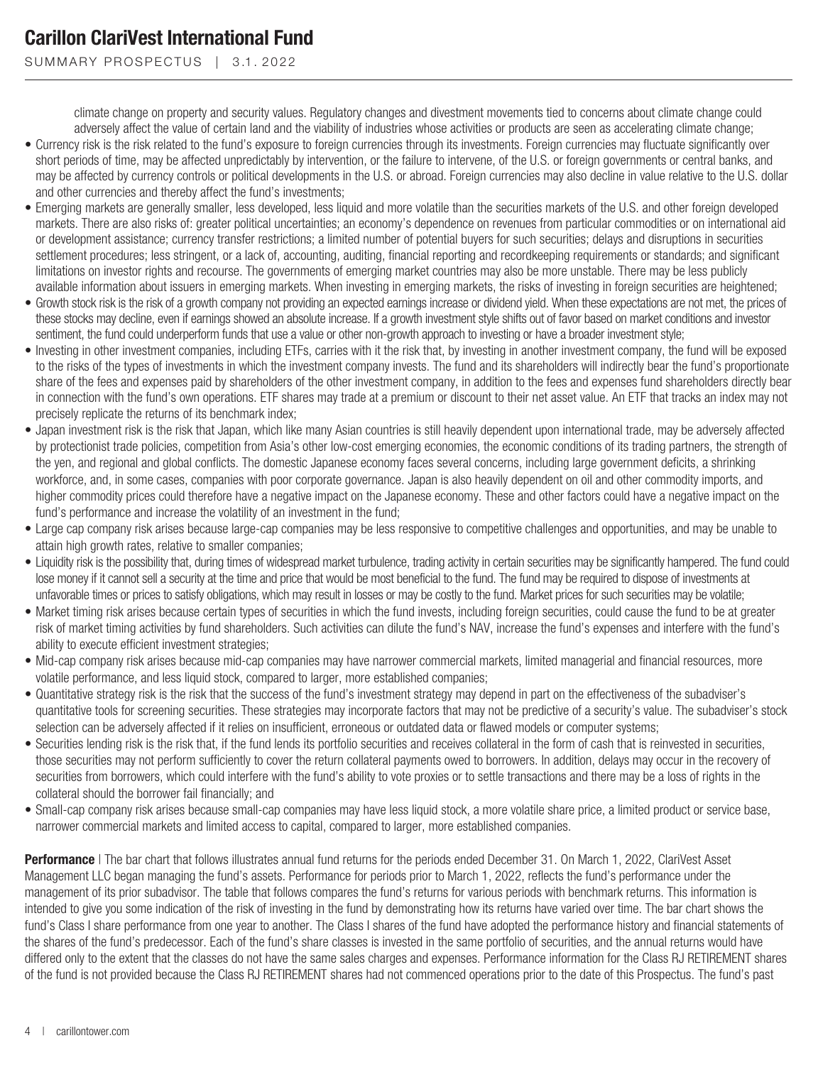climate change on property and security values. Regulatory changes and divestment movements tied to concerns about climate change could adversely affect the value of certain land and the viability of industries whose activities or products are seen as accelerating climate change;

- Currency risk is the risk related to the fund's exposure to foreign currencies through its investments. Foreign currencies may fluctuate significantly over short periods of time, may be affected unpredictably by intervention, or the failure to intervene, of the U.S. or foreign governments or central banks, and may be affected by currency controls or political developments in the U.S. or abroad. Foreign currencies may also decline in value relative to the U.S. dollar and other currencies and thereby affect the fund's investments;
- Emerging markets are generally smaller, less developed, less liquid and more volatile than the securities markets of the U.S. and other foreign developed markets. There are also risks of: greater political uncertainties; an economy's dependence on revenues from particular commodities or on international aid or development assistance; currency transfer restrictions; a limited number of potential buyers for such securities; delays and disruptions in securities settlement procedures; less stringent, or a lack of, accounting, auditing, financial reporting and recordkeeping requirements or standards; and significant limitations on investor rights and recourse. The governments of emerging market countries may also be more unstable. There may be less publicly available information about issuers in emerging markets. When investing in emerging markets, the risks of investing in foreign securities are heightened;
- Growth stock risk is the risk of a growth company not providing an expected earnings increase or dividend yield. When these expectations are not met, the prices of these stocks may decline, even if earnings showed an absolute increase. If a growth investment style shifts out of favor based on market conditions and investor sentiment, the fund could underperform funds that use a value or other non-growth approach to investing or have a broader investment style;
- Investing in other investment companies, including ETFs, carries with it the risk that, by investing in another investment company, the fund will be exposed to the risks of the types of investments in which the investment company invests. The fund and its shareholders will indirectly bear the fund's proportionate share of the fees and expenses paid by shareholders of the other investment company, in addition to the fees and expenses fund shareholders directly bear in connection with the fund's own operations. ETF shares may trade at a premium or discount to their net asset value. An ETF that tracks an index may not precisely replicate the returns of its benchmark index;
- Japan investment risk is the risk that Japan, which like many Asian countries is still heavily dependent upon international trade, may be adversely affected by protectionist trade policies, competition from Asia's other low-cost emerging economies, the economic conditions of its trading partners, the strength of the yen, and regional and global conflicts. The domestic Japanese economy faces several concerns, including large government deficits, a shrinking workforce, and, in some cases, companies with poor corporate governance. Japan is also heavily dependent on oil and other commodity imports, and higher commodity prices could therefore have a negative impact on the Japanese economy. These and other factors could have a negative impact on the fund's performance and increase the volatility of an investment in the fund;
- Large cap company risk arises because large-cap companies may be less responsive to competitive challenges and opportunities, and may be unable to attain high growth rates, relative to smaller companies;
- Liquidity risk is the possibility that, during times of widespread market turbulence, trading activity in certain securities may be significantly hampered. The fund could lose money if it cannot sell a security at the time and price that would be most beneficial to the fund. The fund may be required to dispose of investments at unfavorable times or prices to satisfy obligations, which may result in losses or may be costly to the fund. Market prices for such securities may be volatile;
- Market timing risk arises because certain types of securities in which the fund invests, including foreign securities, could cause the fund to be at greater risk of market timing activities by fund shareholders. Such activities can dilute the fund's NAV, increase the fund's expenses and interfere with the fund's ability to execute efficient investment strategies;
- Mid-cap company risk arises because mid-cap companies may have narrower commercial markets, limited managerial and financial resources, more volatile performance, and less liquid stock, compared to larger, more established companies;
- Quantitative strategy risk is the risk that the success of the fund's investment strategy may depend in part on the effectiveness of the subadviser's quantitative tools for screening securities. These strategies may incorporate factors that may not be predictive of a security's value. The subadviser's stock selection can be adversely affected if it relies on insufficient, erroneous or outdated data or flawed models or computer systems;
- Securities lending risk is the risk that, if the fund lends its portfolio securities and receives collateral in the form of cash that is reinvested in securities, those securities may not perform sufficiently to cover the return collateral payments owed to borrowers. In addition, delays may occur in the recovery of securities from borrowers, which could interfere with the fund's ability to vote proxies or to settle transactions and there may be a loss of rights in the collateral should the borrower fail financially; and
- Small-cap company risk arises because small-cap companies may have less liquid stock, a more volatile share price, a limited product or service base, narrower commercial markets and limited access to capital, compared to larger, more established companies.

**Performance** | The bar chart that follows illustrates annual fund returns for the periods ended December 31. On March 1, 2022, ClariVest Asset Management LLC began managing the fund's assets. Performance for periods prior to March 1, 2022, reflects the fund's performance under the management of its prior subadvisor. The table that follows compares the fund's returns for various periods with benchmark returns. This information is intended to give you some indication of the risk of investing in the fund by demonstrating how its returns have varied over time. The bar chart shows the fund's Class I share performance from one year to another. The Class I shares of the fund have adopted the performance history and financial statements of the shares of the fund's predecessor. Each of the fund's share classes is invested in the same portfolio of securities, and the annual returns would have differed only to the extent that the classes do not have the same sales charges and expenses. Performance information for the Class RJ RETIREMENT shares of the fund is not provided because the Class RJ RETIREMENT shares had not commenced operations prior to the date of this Prospectus. The fund's past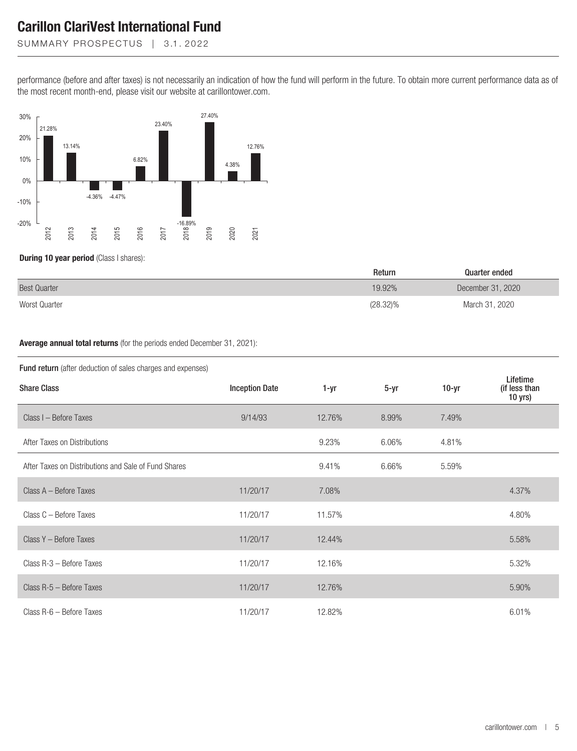performance (before and after taxes) is not necessarily an indication of how the fund will perform in the future. To obtain more current performance data as of the most recent month-end, please visit our website at carillontower.com.

| Year | Return |
|---|---|
| 2012 | 21.28% |
| 2013 | 13.14% |
| 2014 | -4.36% |
| 2015 | -4.47% |
| 2016 | 6.82% |
| 2017 | 23.40% |
| 2018 | -16.89% |
| 2019 | 27.40% |
| 2020 | 4.38% |
| 2021 | 12.76% |

**During 10 year period** (Class I shares):

| | Return | Quarter ended |
|---|---|---|
| Best Quarter | 19.92% | December 31, 2020 |
| Worst Quarter | (28.32)% | March 31, 2020 |

**Average annual total returns** (for the periods ended December 31, 2021):

**Fund return** (after deduction of sales charges and expenses)

| Share Class | Inception Date | 1-yr | 5-yr | 10-yr | Lifetime (if less than 10 yrs) |
|---|---|---|---|---|---|
| Class I – Before Taxes | 9/14/93 | 12.76% | 8.99% | 7.49% | |
| After Taxes on Distributions | | 9.23% | 6.06% | 4.81% | |
| After Taxes on Distributions and Sale of Fund Shares | | 9.41% | 6.66% | 5.59% | |
| Class A – Before Taxes | 11/20/17 | 7.08% | | | 4.37% |
| Class C – Before Taxes | 11/20/17 | 11.57% | | | 4.80% |
| Class Y – Before Taxes | 11/20/17 | 12.44% | | | 5.58% |
| Class R-3 – Before Taxes | 11/20/17 | 12.16% | | | 5.32% |
| Class R-5 – Before Taxes | 11/20/17 | 12.76% | | | 5.90% |
| Class R-6 – Before Taxes | 11/20/17 | 12.82% | | | 6.01% |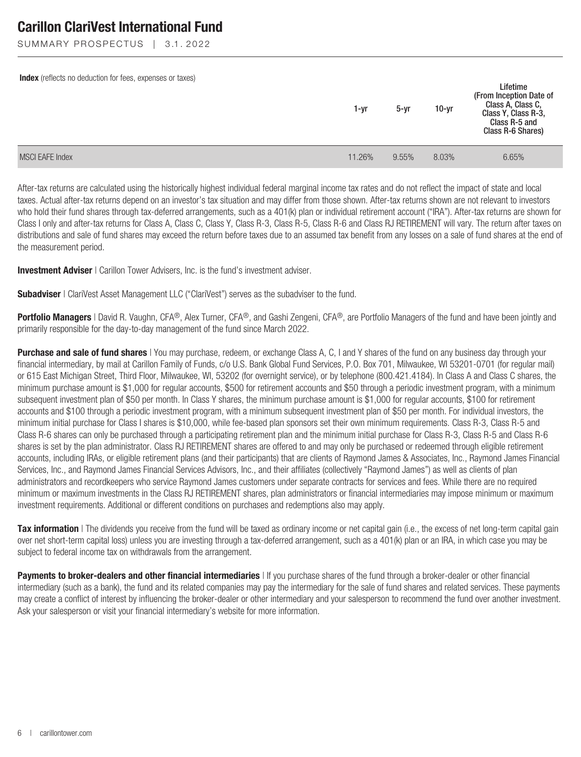**Index** (reflects no deduction for fees, expenses or taxes)

| | 1-yr | 5-yr | 10-yr | Lifetime (From Inception Date of Class A, Class C, Class Y, Class R-3, Class R-5 and Class R-6 Shares) |
|---|---|---|---|---|
| MSCI EAFE Index | 11.26% | 9.55% | 8.03% | 6.65% |

After-tax returns are calculated using the historically highest individual federal marginal income tax rates and do not reflect the impact of state and local taxes. Actual after-tax returns depend on an investor's tax situation and may differ from those shown. After-tax returns shown are not relevant to investors who hold their fund shares through tax-deferred arrangements, such as a 401(k) plan or individual retirement account ("IRA"). After-tax returns are shown for Class I only and after-tax returns for Class A, Class C, Class Y, Class R-3, Class R-5, Class R-6 and Class RJ RETIREMENT will vary. The return after taxes on distributions and sale of fund shares may exceed the return before taxes due to an assumed tax benefit from any losses on a sale of fund shares at the end of the measurement period.

**Investment Adviser** | Carillon Tower Advisers, Inc. is the fund's investment adviser.

**Subadviser** | ClariVest Asset Management LLC ("ClariVest") serves as the subadviser to the fund.

**Portfolio Managers** | David R. Vaughn, CFA®, Alex Turner, CFA®, and Gashi Zengeni, CFA®, are Portfolio Managers of the fund and have been jointly and primarily responsible for the day-to-day management of the fund since March 2022.

**Purchase and sale of fund shares** | You may purchase, redeem, or exchange Class A, C, I and Y shares of the fund on any business day through your financial intermediary, by mail at Carillon Family of Funds, c/o U.S. Bank Global Fund Services, P.O. Box 701, Milwaukee, WI 53201-0701 (for regular mail) or 615 East Michigan Street, Third Floor, Milwaukee, WI, 53202 (for overnight service), or by telephone (800.421.4184). In Class A and Class C shares, the minimum purchase amount is $1,000 for regular accounts, $500 for retirement accounts and $50 through a periodic investment program, with a minimum subsequent investment plan of $50 per month. In Class Y shares, the minimum purchase amount is $1,000 for regular accounts, $100 for retirement accounts and $100 through a periodic investment program, with a minimum subsequent investment plan of $50 per month. For individual investors, the minimum initial purchase for Class I shares is $10,000, while fee-based plan sponsors set their own minimum requirements. Class R-3, Class R-5 and Class R-6 shares can only be purchased through a participating retirement plan and the minimum initial purchase for Class R-3, Class R-5 and Class R-6 shares is set by the plan administrator. Class RJ RETIREMENT shares are offered to and may only be purchased or redeemed through eligible retirement accounts, including IRAs, or eligible retirement plans (and their participants) that are clients of Raymond James & Associates, Inc., Raymond James Financial Services, Inc., and Raymond James Financial Services Advisors, Inc., and their affiliates (collectively "Raymond James") as well as clients of plan administrators and recordkeepers who service Raymond James customers under separate contracts for services and fees. While there are no required minimum or maximum investments in the Class RJ RETIREMENT shares, plan administrators or financial intermediaries may impose minimum or maximum investment requirements. Additional or different conditions on purchases and redemptions also may apply.

**Tax information** | The dividends you receive from the fund will be taxed as ordinary income or net capital gain (i.e., the excess of net long-term capital gain over net short-term capital loss) unless you are investing through a tax-deferred arrangement, such as a 401(k) plan or an IRA, in which case you may be subject to federal income tax on withdrawals from the arrangement.

**Payments to broker-dealers and other financial intermediaries** | If you purchase shares of the fund through a broker-dealer or other financial intermediary (such as a bank), the fund and its related companies may pay the intermediary for the sale of fund shares and related services. These payments may create a conflict of interest by influencing the broker-dealer or other intermediary and your salesperson to recommend the fund over another investment. Ask your salesperson or visit your financial intermediary's website for more information.